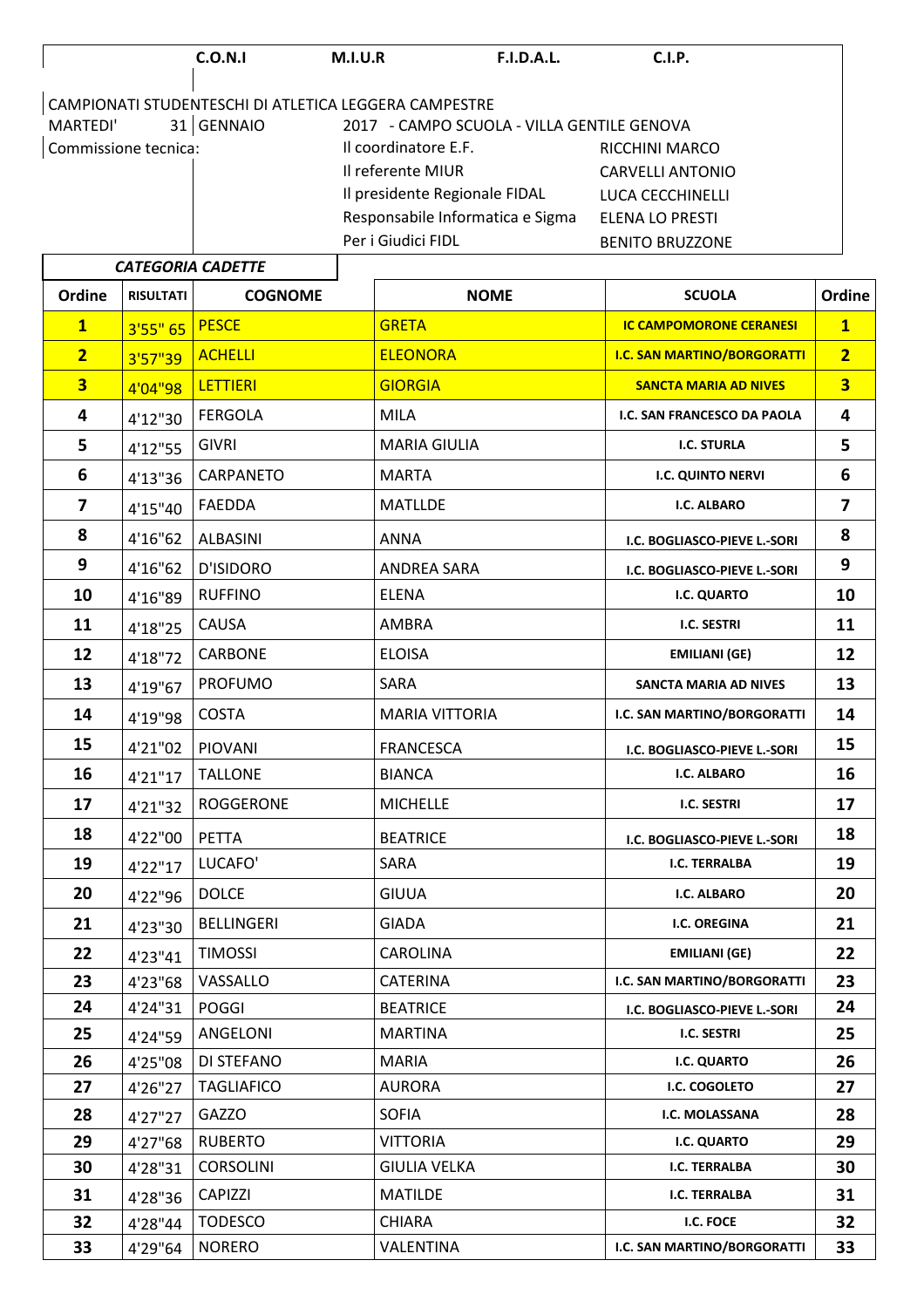C.O.N.I M.I.U.R F.I.D.A.L. C.I.P.

CAMPIONATI STUDENTESCHI DI ATLETICA LEGGERA CAMPESTRE

MARTEDI' 31 GENNAIO 2017 - CAMPO SCUOLA - VILLA GENTILE GENOVA

Commissione tecnica:

| | |
|---|---|
| Il coordinatore E.F. | RICCHINI MARCO |
| Il referente MIUR | CARVELLI ANTONIO |
| Il presidente Regionale FIDAL | LUCA CECCHINELLI |
| Responsabile Informatica e Sigma | ELENA LO PRESTI |
| Per i Giudici FIDL | BENITO BRUZZONE |

***CATEGORIA CADETTE***

| Ordine | RISULTATI | COGNOME | NOME | SCUOLA | Ordine |
|---|---|---|---|---|---|
| **1** | 3'55" 65 | PESCE | GRETA | **IC CAMPOMORONE CERANESI** | **1** |
| **2** | 3'57"39 | ACHELLI | ELEONORA | **I.C. SAN MARTINO/BORGORATTI** | **2** |
| **3** | 4'04"98 | LETTIERI | GIORGIA | **SANCTA MARIA AD NIVES** | **3** |
| **4** | 4'12"30 | FERGOLA | MILA | **I.C. SAN FRANCESCO DA PAOLA** | **4** |
| **5** | 4'12"55 | GIVRI | MARIA GIULIA | **I.C. STURLA** | **5** |
| **6** | 4'13"36 | CARPANETO | MARTA | **I.C. QUINTO NERVI** | **6** |
| **7** | 4'15"40 | FAEDDA | MATLLDE | **I.C. ALBARO** | **7** |
| **8** | 4'16"62 | ALBASINI | ANNA | **I.C. BOGLIASCO-PIEVE L.-SORI** | **8** |
| **9** | 4'16"62 | D'ISIDORO | ANDREA SARA | **I.C. BOGLIASCO-PIEVE L.-SORI** | **9** |
| **10** | 4'16"89 | RUFFINO | ELENA | **I.C. QUARTO** | **10** |
| **11** | 4'18"25 | CAUSA | AMBRA | **I.C. SESTRI** | **11** |
| **12** | 4'18"72 | CARBONE | ELOISA | **EMILIANI (GE)** | **12** |
| **13** | 4'19"67 | PROFUMO | SARA | **SANCTA MARIA AD NIVES** | **13** |
| **14** | 4'19"98 | COSTA | MARIA VITTORIA | **I.C. SAN MARTINO/BORGORATTI** | **14** |
| **15** | 4'21"02 | PIOVANI | FRANCESCA | **I.C. BOGLIASCO-PIEVE L.-SORI** | **15** |
| **16** | 4'21"17 | TALLONE | BIANCA | **I.C. ALBARO** | **16** |
| **17** | 4'21"32 | ROGGERONE | MICHELLE | **I.C. SESTRI** | **17** |
| **18** | 4'22"00 | PETTA | BEATRICE | **I.C. BOGLIASCO-PIEVE L.-SORI** | **18** |
| **19** | 4'22"17 | LUCAFO' | SARA | **I.C. TERRALBA** | **19** |
| **20** | 4'22"96 | DOLCE | GIUUA | **I.C. ALBARO** | **20** |
| **21** | 4'23"30 | BELLINGERI | GIADA | **I.C. OREGINA** | **21** |
| **22** | 4'23"41 | TIMOSSI | CAROLINA | **EMILIANI (GE)** | **22** |
| **23** | 4'23"68 | VASSALLO | CATERINA | **I.C. SAN MARTINO/BORGORATTI** | **23** |
| **24** | 4'24"31 | POGGI | BEATRICE | **I.C. BOGLIASCO-PIEVE L.-SORI** | **24** |
| **25** | 4'24"59 | ANGELONI | MARTINA | **I.C. SESTRI** | **25** |
| **26** | 4'25"08 | DI STEFANO | MARIA | **I.C. QUARTO** | **26** |
| **27** | 4'26"27 | TAGLIAFICO | AURORA | **I.C. COGOLETO** | **27** |
| **28** | 4'27"27 | GAZZO | SOFIA | **I.C. MOLASSANA** | **28** |
| **29** | 4'27"68 | RUBERTO | VITTORIA | **I.C. QUARTO** | **29** |
| **30** | 4'28"31 | CORSOLINI | GIULIA VELKA | **I.C. TERRALBA** | **30** |
| **31** | 4'28"36 | CAPIZZI | MATILDE | **I.C. TERRALBA** | **31** |
| **32** | 4'28"44 | TODESCO | CHIARA | **I.C. FOCE** | **32** |
| **33** | 4'29"64 | NORERO | VALENTINA | **I.C. SAN MARTINO/BORGORATTI** | **33** |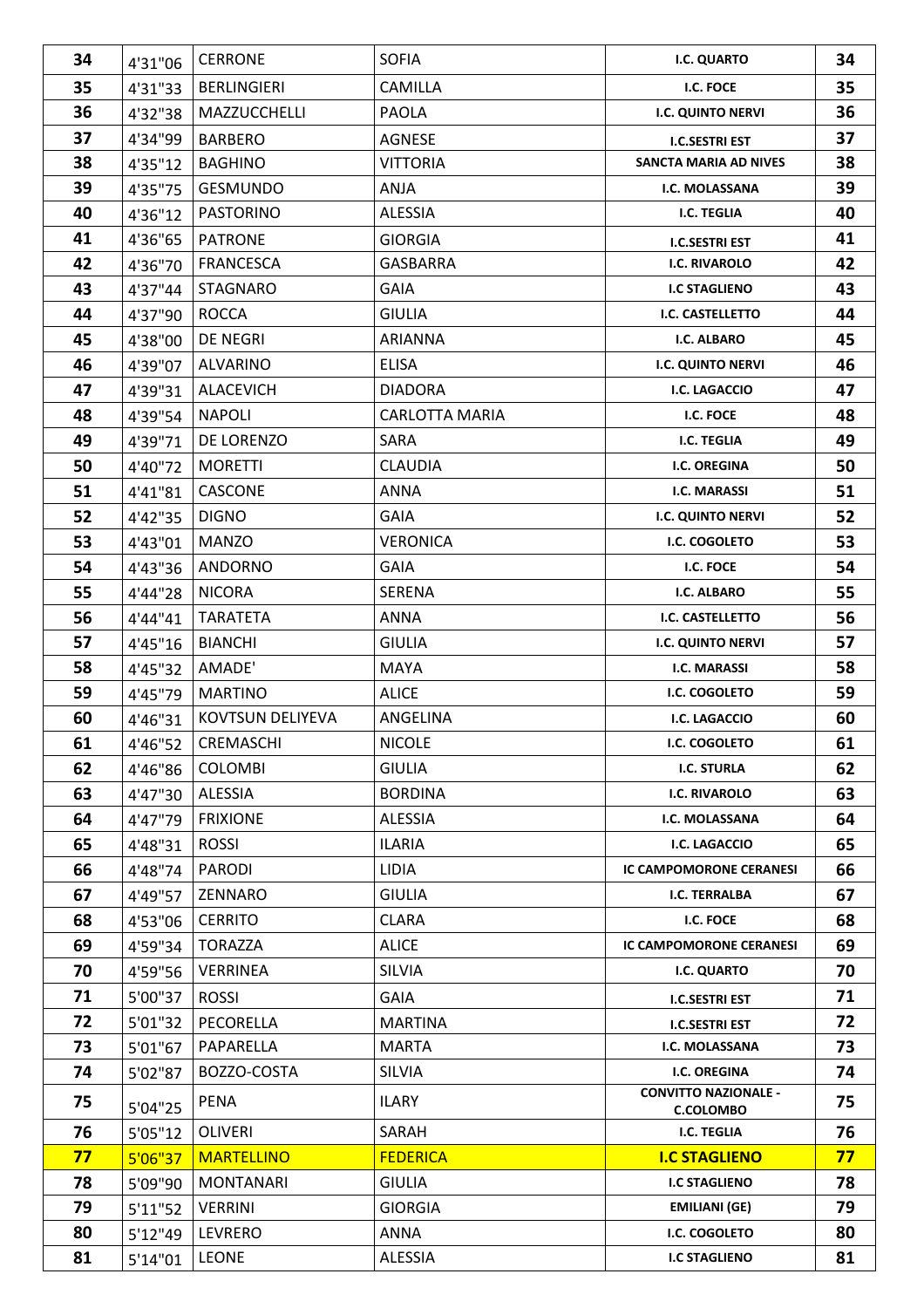| 34 | 4'31"06 | CERRONE | SOFIA | I.C. QUARTO | 34 |
|---|---|---|---|---|---|
| 35 | 4'31"33 | BERLINGIERI | CAMILLA | I.C. FOCE | 35 |
| 36 | 4'32"38 | MAZZUCCHELLI | PAOLA | I.C. QUINTO NERVI | 36 |
| 37 | 4'34"99 | BARBERO | AGNESE | I.C.SESTRI EST | 37 |
| 38 | 4'35"12 | BAGHINO | VITTORIA | SANCTA MARIA AD NIVES | 38 |
| 39 | 4'35"75 | GESMUNDO | ANJA | I.C. MOLASSANA | 39 |
| 40 | 4'36"12 | PASTORINO | ALESSIA | I.C. TEGLIA | 40 |
| 41 | 4'36"65 | PATRONE | GIORGIA | I.C.SESTRI EST | 41 |
| 42 | 4'36"70 | FRANCESCA | GASBARRA | I.C. RIVAROLO | 42 |
| 43 | 4'37"44 | STAGNARO | GAIA | I.C STAGLIENO | 43 |
| 44 | 4'37"90 | ROCCA | GIULIA | I.C. CASTELLETTO | 44 |
| 45 | 4'38"00 | DE NEGRI | ARIANNA | I.C. ALBARO | 45 |
| 46 | 4'39"07 | ALVARINO | ELISA | I.C. QUINTO NERVI | 46 |
| 47 | 4'39"31 | ALACEVICH | DIADORA | I.C. LAGACCIO | 47 |
| 48 | 4'39"54 | NAPOLI | CARLOTTA MARIA | I.C. FOCE | 48 |
| 49 | 4'39"71 | DE LORENZO | SARA | I.C. TEGLIA | 49 |
| 50 | 4'40"72 | MORETTI | CLAUDIA | I.C. OREGINA | 50 |
| 51 | 4'41"81 | CASCONE | ANNA | I.C. MARASSI | 51 |
| 52 | 4'42"35 | DIGNO | GAIA | I.C. QUINTO NERVI | 52 |
| 53 | 4'43"01 | MANZO | VERONICA | I.C. COGOLETO | 53 |
| 54 | 4'43"36 | ANDORNO | GAIA | I.C. FOCE | 54 |
| 55 | 4'44"28 | NICORA | SERENA | I.C. ALBARO | 55 |
| 56 | 4'44"41 | TARATETA | ANNA | I.C. CASTELLETTO | 56 |
| 57 | 4'45"16 | BIANCHI | GIULIA | I.C. QUINTO NERVI | 57 |
| 58 | 4'45"32 | AMADE' | MAYA | I.C. MARASSI | 58 |
| 59 | 4'45"79 | MARTINO | ALICE | I.C. COGOLETO | 59 |
| 60 | 4'46"31 | KOVTSUN DELIYEVA | ANGELINA | I.C. LAGACCIO | 60 |
| 61 | 4'46"52 | CREMASCHI | NICOLE | I.C. COGOLETO | 61 |
| 62 | 4'46"86 | COLOMBI | GIULIA | I.C. STURLA | 62 |
| 63 | 4'47"30 | ALESSIA | BORDINA | I.C. RIVAROLO | 63 |
| 64 | 4'47"79 | FRIXIONE | ALESSIA | I.C. MOLASSANA | 64 |
| 65 | 4'48"31 | ROSSI | ILARIA | I.C. LAGACCIO | 65 |
| 66 | 4'48"74 | PARODI | LIDIA | IC CAMPOMORONE CERANESI | 66 |
| 67 | 4'49"57 | ZENNARO | GIULIA | I.C. TERRALBA | 67 |
| 68 | 4'53"06 | CERRITO | CLARA | I.C. FOCE | 68 |
| 69 | 4'59"34 | TORAZZA | ALICE | IC CAMPOMORONE CERANESI | 69 |
| 70 | 4'59"56 | VERRINEA | SILVIA | I.C. QUARTO | 70 |
| 71 | 5'00"37 | ROSSI | GAIA | I.C.SESTRI EST | 71 |
| 72 | 5'01"32 | PECORELLA | MARTINA | I.C.SESTRI EST | 72 |
| 73 | 5'01"67 | PAPARELLA | MARTA | I.C. MOLASSANA | 73 |
| 74 | 5'02"87 | BOZZO-COSTA | SILVIA | I.C. OREGINA | 74 |
| 75 | 5'04"25 | PENA | ILARY | CONVITTO NAZIONALE - C.COLOMBO | 75 |
| 76 | 5'05"12 | OLIVERI | SARAH | I.C. TEGLIA | 76 |
| **77** | 5'06"37 | MARTELLINO | FEDERICA | **I.C STAGLIENO** | **77** |
| 78 | 5'09"90 | MONTANARI | GIULIA | I.C STAGLIENO | 78 |
| 79 | 5'11"52 | VERRINI | GIORGIA | EMILIANI (GE) | 79 |
| 80 | 5'12"49 | LEVRERO | ANNA | I.C. COGOLETO | 80 |
| 81 | 5'14"01 | LEONE | ALESSIA | I.C STAGLIENO | 81 |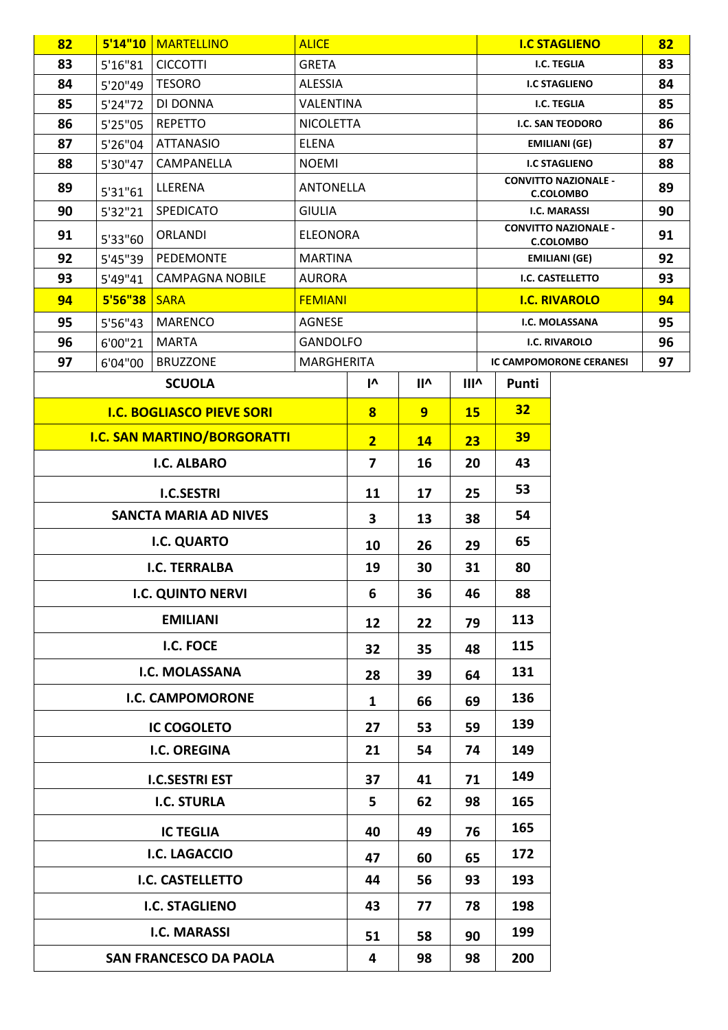| | | | | | |
|---|---|---|---|---|---|
| **82** | **5'14"10** | **MARTELLINO** | **ALICE** | **I.C STAGLIENO** | **82** |
| 83 | 5'16"81 | CICCOTTI | GRETA | I.C. TEGLIA | 83 |
| 84 | 5'20"49 | TESORO | ALESSIA | I.C STAGLIENO | 84 |
| 85 | 5'24"72 | DI DONNA | VALENTINA | I.C. TEGLIA | 85 |
| 86 | 5'25"05 | REPETTO | NICOLETTA | I.C. SAN TEODORO | 86 |
| 87 | 5'26"04 | ATTANASIO | ELENA | EMILIANI (GE) | 87 |
| 88 | 5'30"47 | CAMPANELLA | NOEMI | I.C STAGLIENO | 88 |
| 89 | 5'31"61 | LLERENA | ANTONELLA | CONVITTO NAZIONALE - C.COLOMBO | 89 |
| 90 | 5'32"21 | SPEDICATO | GIULIA | I.C. MARASSI | 90 |
| 91 | 5'33"60 | ORLANDI | ELEONORA | CONVITTO NAZIONALE - C.COLOMBO | 91 |
| 92 | 5'45"39 | PEDEMONTE | MARTINA | EMILIANI (GE) | 92 |
| 93 | 5'49"41 | CAMPAGNA NOBILE | AURORA | I.C. CASTELLETTO | 93 |
| **94** | **5'56"38** | **SARA** | **FEMIANI** | **I.C. RIVAROLO** | **94** |
| 95 | 5'56"43 | MARENCO | AGNESE | I.C. MOLASSANA | 95 |
| 96 | 6'00"21 | MARTA | GANDOLFO | I.C. RIVAROLO | 96 |
| 97 | 6'04"00 | BRUZZONE | MARGHERITA | IC CAMPOMORONE CERANESI | 97 |

| SCUOLA | I^ | II^ | III^ | Punti |
|---|---|---|---|---|
| **I.C. BOGLIASCO PIEVE SORI** | **8** | **9** | **15** | **32** |
| **I.C. SAN MARTINO/BORGORATTI** | **2** | **14** | **23** | **39** |
| I.C. ALBARO | 7 | 16 | 20 | 43 |
| I.C.SESTRI | 11 | 17 | 25 | 53 |
| SANCTA MARIA AD NIVES | 3 | 13 | 38 | 54 |
| I.C. QUARTO | 10 | 26 | 29 | 65 |
| I.C. TERRALBA | 19 | 30 | 31 | 80 |
| I.C. QUINTO NERVI | 6 | 36 | 46 | 88 |
| EMILIANI | 12 | 22 | 79 | 113 |
| I.C. FOCE | 32 | 35 | 48 | 115 |
| I.C. MOLASSANA | 28 | 39 | 64 | 131 |
| I.C. CAMPOMORONE | 1 | 66 | 69 | 136 |
| IC COGOLETO | 27 | 53 | 59 | 139 |
| I.C. OREGINA | 21 | 54 | 74 | 149 |
| I.C.SESTRI EST | 37 | 41 | 71 | 149 |
| I.C. STURLA | 5 | 62 | 98 | 165 |
| IC TEGLIA | 40 | 49 | 76 | 165 |
| I.C. LAGACCIO | 47 | 60 | 65 | 172 |
| I.C. CASTELLETTO | 44 | 56 | 93 | 193 |
| I.C. STAGLIENO | 43 | 77 | 78 | 198 |
| I.C. MARASSI | 51 | 58 | 90 | 199 |
| SAN FRANCESCO DA PAOLA | 4 | 98 | 98 | 200 |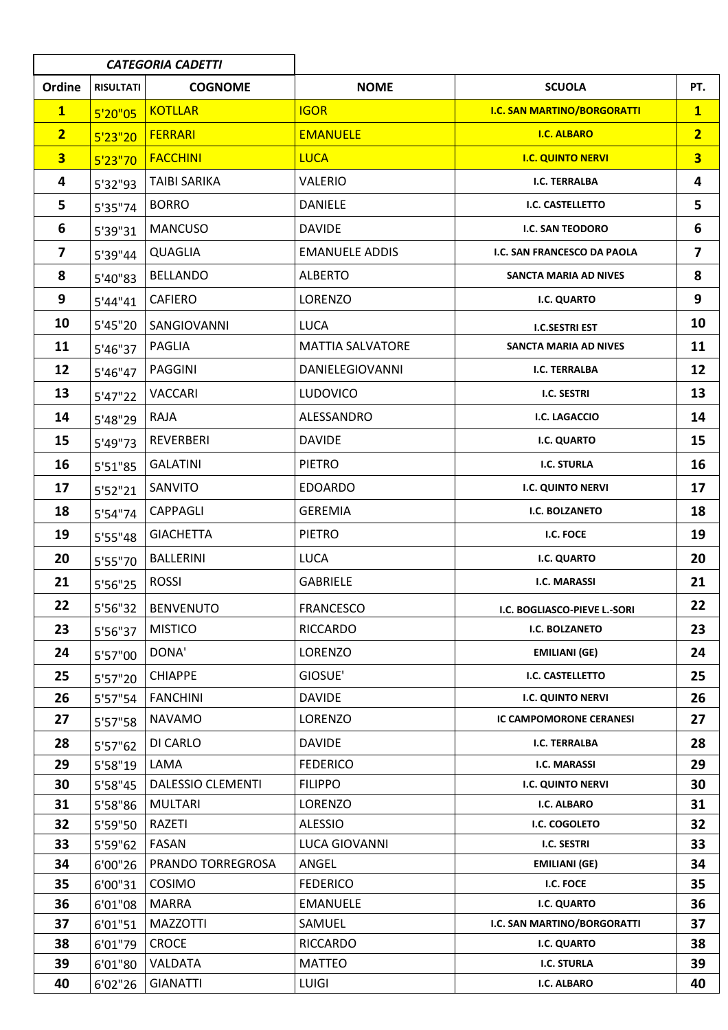| CATEGORIA CADETTI | | | | | |
|---|---|---|---|---|---|
| **Ordine** | **RISULTATI** | **COGNOME** | **NOME** | **SCUOLA** | **PT.** |
| **1** | 5'20"05 | KOTLLAR | IGOR | **I.C. SAN MARTINO/BORGORATTI** | **1** |
| **2** | 5'23"20 | FERRARI | EMANUELE | **I.C. ALBARO** | **2** |
| **3** | 5'23"70 | FACCHINI | LUCA | **I.C. QUINTO NERVI** | **3** |
| **4** | 5'32"93 | TAIBI SARIKA | VALERIO | **I.C. TERRALBA** | **4** |
| **5** | 5'35"74 | BORRO | DANIELE | **I.C. CASTELLETTO** | **5** |
| **6** | 5'39"31 | MANCUSO | DAVIDE | **I.C. SAN TEODORO** | **6** |
| **7** | 5'39"44 | QUAGLIA | EMANUELE ADDIS | **I.C. SAN FRANCESCO DA PAOLA** | **7** |
| **8** | 5'40"83 | BELLANDO | ALBERTO | **SANCTA MARIA AD NIVES** | **8** |
| **9** | 5'44"41 | CAFIERO | LORENZO | **I.C. QUARTO** | **9** |
| **10** | 5'45"20 | SANGIOVANNI | LUCA | **I.C.SESTRI EST** | **10** |
| **11** | 5'46"37 | PAGLIA | MATTIA SALVATORE | **SANCTA MARIA AD NIVES** | **11** |
| **12** | 5'46"47 | PAGGINI | DANIELEGIOVANNI | **I.C. TERRALBA** | **12** |
| **13** | 5'47"22 | VACCARI | LUDOVICO | **I.C. SESTRI** | **13** |
| **14** | 5'48"29 | RAJA | ALESSANDRO | **I.C. LAGACCIO** | **14** |
| **15** | 5'49"73 | REVERBERI | DAVIDE | **I.C. QUARTO** | **15** |
| **16** | 5'51"85 | GALATINI | PIETRO | **I.C. STURLA** | **16** |
| **17** | 5'52"21 | SANVITO | EDOARDO | **I.C. QUINTO NERVI** | **17** |
| **18** | 5'54"74 | CAPPAGLI | GEREMIA | **I.C. BOLZANETO** | **18** |
| **19** | 5'55"48 | GIACHETTA | PIETRO | **I.C. FOCE** | **19** |
| **20** | 5'55"70 | BALLERINI | LUCA | **I.C. QUARTO** | **20** |
| **21** | 5'56"25 | ROSSI | GABRIELE | **I.C. MARASSI** | **21** |
| **22** | 5'56"32 | BENVENUTO | FRANCESCO | **I.C. BOGLIASCO-PIEVE L.-SORI** | **22** |
| **23** | 5'56"37 | MISTICO | RICCARDO | **I.C. BOLZANETO** | **23** |
| **24** | 5'57"00 | DONA' | LORENZO | **EMILIANI (GE)** | **24** |
| **25** | 5'57"20 | CHIAPPE | GIOSUE' | **I.C. CASTELLETTO** | **25** |
| **26** | 5'57"54 | FANCHINI | DAVIDE | **I.C. QUINTO NERVI** | **26** |
| **27** | 5'57"58 | NAVAMO | LORENZO | **IC CAMPOMORONE CERANESI** | **27** |
| **28** | 5'57"62 | DI CARLO | DAVIDE | **I.C. TERRALBA** | **28** |
| **29** | 5'58"19 | LAMA | FEDERICO | **I.C. MARASSI** | **29** |
| **30** | 5'58"45 | DALESSIO CLEMENTI | FILIPPO | **I.C. QUINTO NERVI** | **30** |
| **31** | 5'58"86 | MULTARI | LORENZO | **I.C. ALBARO** | **31** |
| **32** | 5'59"50 | RAZETI | ALESSIO | **I.C. COGOLETO** | **32** |
| **33** | 5'59"62 | FASAN | LUCA GIOVANNI | **I.C. SESTRI** | **33** |
| **34** | 6'00"26 | PRANDO TORREGROSA | ANGEL | **EMILIANI (GE)** | **34** |
| **35** | 6'00"31 | COSIMO | FEDERICO | **I.C. FOCE** | **35** |
| **36** | 6'01"08 | MARRA | EMANUELE | **I.C. QUARTO** | **36** |
| **37** | 6'01"51 | MAZZOTTI | SAMUEL | **I.C. SAN MARTINO/BORGORATTI** | **37** |
| **38** | 6'01"79 | CROCE | RICCARDO | **I.C. QUARTO** | **38** |
| **39** | 6'01"80 | VALDATA | MATTEO | **I.C. STURLA** | **39** |
| **40** | 6'02"26 | GIANATTI | LUIGI | **I.C. ALBARO** | **40** |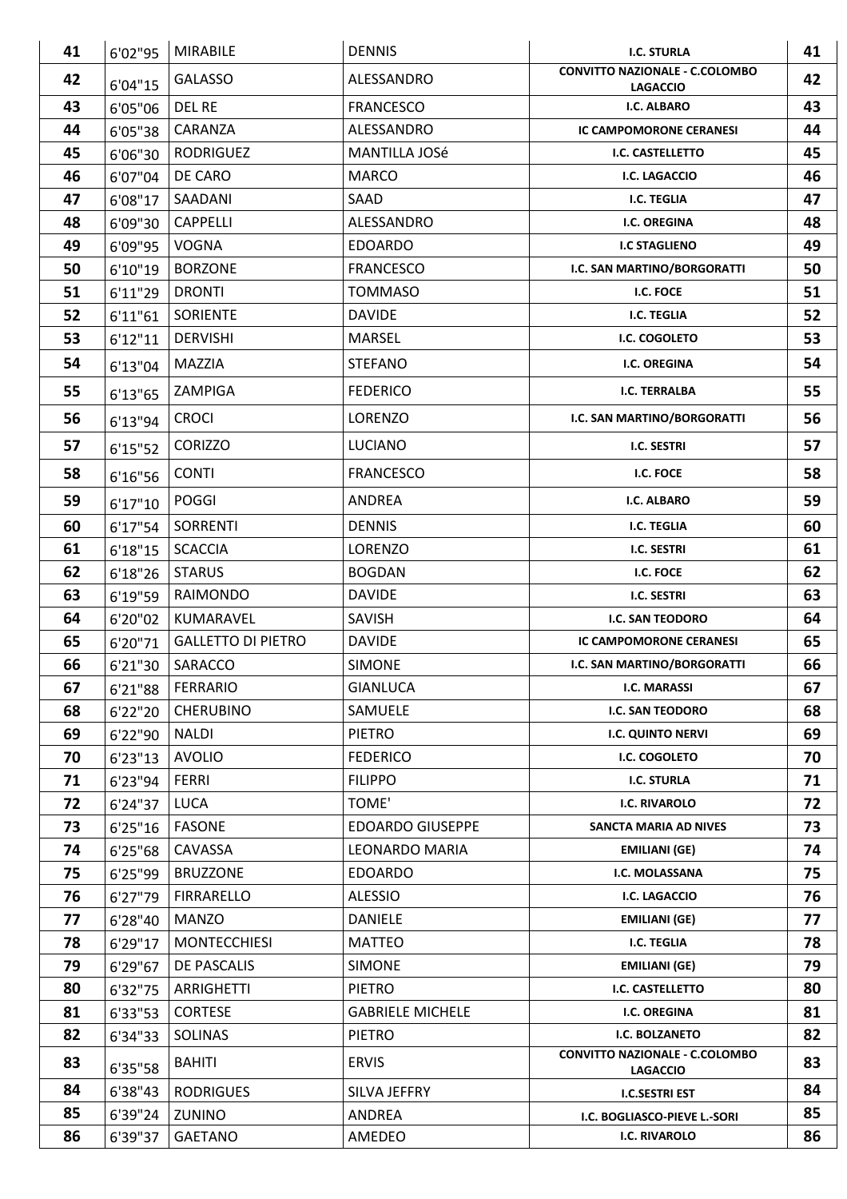| 41 | 6'02"95 | MIRABILE | DENNIS | I.C. STURLA | 41 |
|---|---|---|---|---|---|
| 42 | 6'04"15 | GALASSO | ALESSANDRO | CONVITTO NAZIONALE - C.COLOMBO LAGACCIO | 42 |
| 43 | 6'05"06 | DEL RE | FRANCESCO | I.C. ALBARO | 43 |
| 44 | 6'05"38 | CARANZA | ALESSANDRO | IC CAMPOMORONE CERANESI | 44 |
| 45 | 6'06"30 | RODRIGUEZ | MANTILLA JOSé | I.C. CASTELLETTO | 45 |
| 46 | 6'07"04 | DE CARO | MARCO | I.C. LAGACCIO | 46 |
| 47 | 6'08"17 | SAADANI | SAAD | I.C. TEGLIA | 47 |
| 48 | 6'09"30 | CAPPELLI | ALESSANDRO | I.C. OREGINA | 48 |
| 49 | 6'09"95 | VOGNA | EDOARDO | I.C STAGLIENO | 49 |
| 50 | 6'10"19 | BORZONE | FRANCESCO | I.C. SAN MARTINO/BORGORATTI | 50 |
| 51 | 6'11"29 | DRONTI | TOMMASO | I.C. FOCE | 51 |
| 52 | 6'11"61 | SORIENTE | DAVIDE | I.C. TEGLIA | 52 |
| 53 | 6'12"11 | DERVISHI | MARSEL | I.C. COGOLETO | 53 |
| 54 | 6'13"04 | MAZZIA | STEFANO | I.C. OREGINA | 54 |
| 55 | 6'13"65 | ZAMPIGA | FEDERICO | I.C. TERRALBA | 55 |
| 56 | 6'13"94 | CROCI | LORENZO | I.C. SAN MARTINO/BORGORATTI | 56 |
| 57 | 6'15"52 | CORIZZO | LUCIANO | I.C. SESTRI | 57 |
| 58 | 6'16"56 | CONTI | FRANCESCO | I.C. FOCE | 58 |
| 59 | 6'17"10 | POGGI | ANDREA | I.C. ALBARO | 59 |
| 60 | 6'17"54 | SORRENTI | DENNIS | I.C. TEGLIA | 60 |
| 61 | 6'18"15 | SCACCIA | LORENZO | I.C. SESTRI | 61 |
| 62 | 6'18"26 | STARUS | BOGDAN | I.C. FOCE | 62 |
| 63 | 6'19"59 | RAIMONDO | DAVIDE | I.C. SESTRI | 63 |
| 64 | 6'20"02 | KUMARAVEL | SAVISH | I.C. SAN TEODORO | 64 |
| 65 | 6'20"71 | GALLETTO DI PIETRO | DAVIDE | IC CAMPOMORONE CERANESI | 65 |
| 66 | 6'21"30 | SARACCO | SIMONE | I.C. SAN MARTINO/BORGORATTI | 66 |
| 67 | 6'21"88 | FERRARIO | GIANLUCA | I.C. MARASSI | 67 |
| 68 | 6'22"20 | CHERUBINO | SAMUELE | I.C. SAN TEODORO | 68 |
| 69 | 6'22"90 | NALDI | PIETRO | I.C. QUINTO NERVI | 69 |
| 70 | 6'23"13 | AVOLIO | FEDERICO | I.C. COGOLETO | 70 |
| 71 | 6'23"94 | FERRI | FILIPPO | I.C. STURLA | 71 |
| 72 | 6'24"37 | LUCA | TOME' | I.C. RIVAROLO | 72 |
| 73 | 6'25"16 | FASONE | EDOARDO GIUSEPPE | SANCTA MARIA AD NIVES | 73 |
| 74 | 6'25"68 | CAVASSA | LEONARDO MARIA | EMILIANI (GE) | 74 |
| 75 | 6'25"99 | BRUZZONE | EDOARDO | I.C. MOLASSANA | 75 |
| 76 | 6'27"79 | FIRRARELLO | ALESSIO | I.C. LAGACCIO | 76 |
| 77 | 6'28"40 | MANZO | DANIELE | EMILIANI (GE) | 77 |
| 78 | 6'29"17 | MONTECCHIESI | MATTEO | I.C. TEGLIA | 78 |
| 79 | 6'29"67 | DE PASCALIS | SIMONE | EMILIANI (GE) | 79 |
| 80 | 6'32"75 | ARRIGHETTI | PIETRO | I.C. CASTELLETTO | 80 |
| 81 | 6'33"53 | CORTESE | GABRIELE MICHELE | I.C. OREGINA | 81 |
| 82 | 6'34"33 | SOLINAS | PIETRO | I.C. BOLZANETO | 82 |
| 83 | 6'35"58 | BAHITI | ERVIS | CONVITTO NAZIONALE - C.COLOMBO LAGACCIO | 83 |
| 84 | 6'38"43 | RODRIGUES | SILVA JEFFRY | I.C.SESTRI EST | 84 |
| 85 | 6'39"24 | ZUNINO | ANDREA | I.C. BOGLIASCO-PIEVE L.-SORI | 85 |
| 86 | 6'39"37 | GAETANO | AMEDEO | I.C. RIVAROLO | 86 |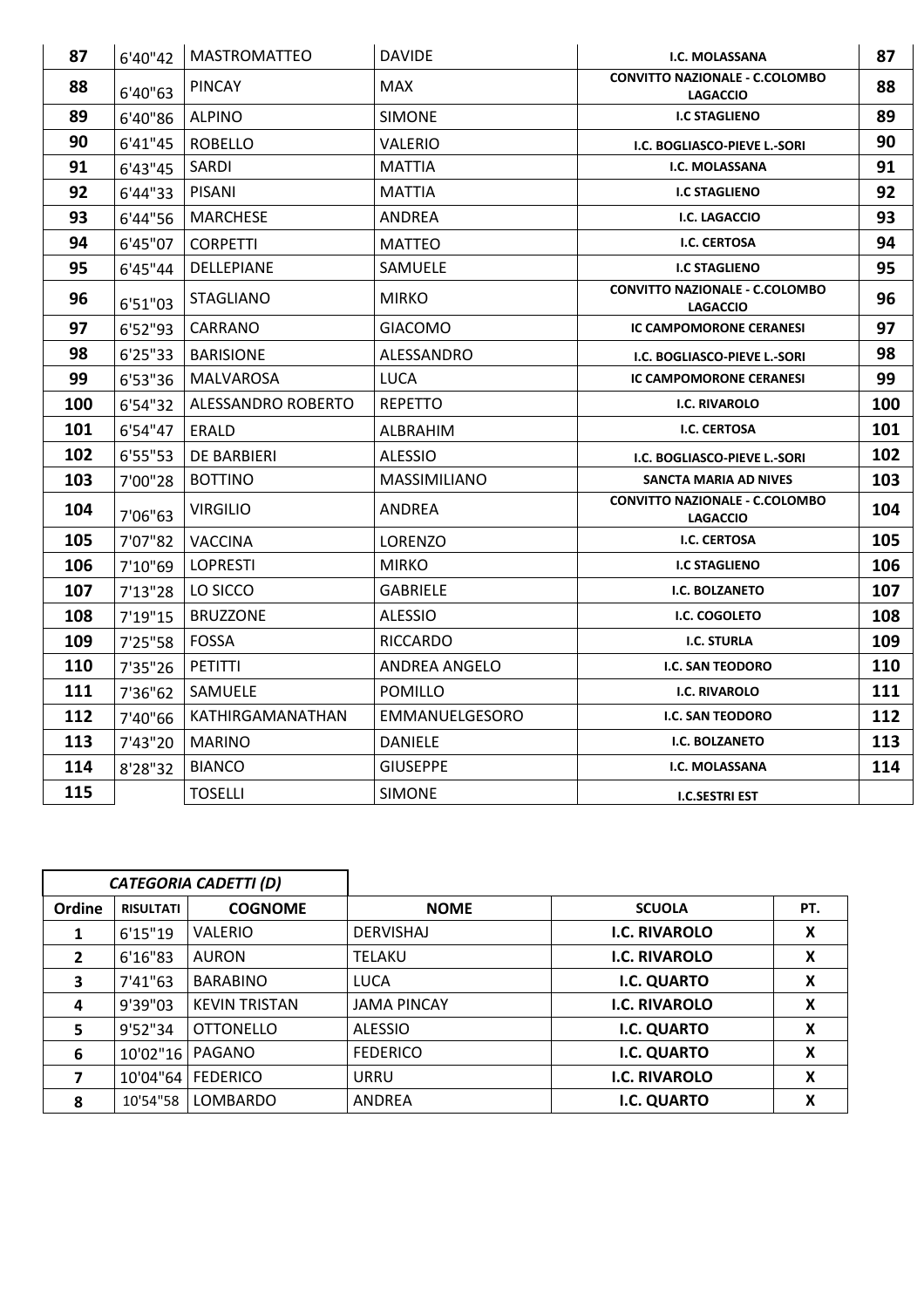| 87 | 6'40"42 | MASTROMATTEO | DAVIDE | I.C. MOLASSANA | 87 |
|---|---|---|---|---|---|
| 88 | 6'40"63 | PINCAY | MAX | CONVITTO NAZIONALE - C.COLOMBO LAGACCIO | 88 |
| 89 | 6'40"86 | ALPINO | SIMONE | I.C STAGLIENO | 89 |
| 90 | 6'41"45 | ROBELLO | VALERIO | I.C. BOGLIASCO-PIEVE L.-SORI | 90 |
| 91 | 6'43"45 | SARDI | MATTIA | I.C. MOLASSANA | 91 |
| 92 | 6'44"33 | PISANI | MATTIA | I.C STAGLIENO | 92 |
| 93 | 6'44"56 | MARCHESE | ANDREA | I.C. LAGACCIO | 93 |
| 94 | 6'45"07 | CORPETTI | MATTEO | I.C. CERTOSA | 94 |
| 95 | 6'45"44 | DELLEPIANE | SAMUELE | I.C STAGLIENO | 95 |
| 96 | 6'51"03 | STAGLIANO | MIRKO | CONVITTO NAZIONALE - C.COLOMBO LAGACCIO | 96 |
| 97 | 6'52"93 | CARRANO | GIACOMO | IC CAMPOMORONE CERANESI | 97 |
| 98 | 6'25"33 | BARISIONE | ALESSANDRO | I.C. BOGLIASCO-PIEVE L.-SORI | 98 |
| 99 | 6'53"36 | MALVAROSA | LUCA | IC CAMPOMORONE CERANESI | 99 |
| 100 | 6'54"32 | ALESSANDRO ROBERTO | REPETTO | I.C. RIVAROLO | 100 |
| 101 | 6'54"47 | ERALD | ALBRAHIM | I.C. CERTOSA | 101 |
| 102 | 6'55"53 | DE BARBIERI | ALESSIO | I.C. BOGLIASCO-PIEVE L.-SORI | 102 |
| 103 | 7'00"28 | BOTTINO | MASSIMILIANO | SANCTA MARIA AD NIVES | 103 |
| 104 | 7'06"63 | VIRGILIO | ANDREA | CONVITTO NAZIONALE - C.COLOMBO LAGACCIO | 104 |
| 105 | 7'07"82 | VACCINA | LORENZO | I.C. CERTOSA | 105 |
| 106 | 7'10"69 | LOPRESTI | MIRKO | I.C STAGLIENO | 106 |
| 107 | 7'13"28 | LO SICCO | GABRIELE | I.C. BOLZANETO | 107 |
| 108 | 7'19"15 | BRUZZONE | ALESSIO | I.C. COGOLETO | 108 |
| 109 | 7'25"58 | FOSSA | RICCARDO | I.C. STURLA | 109 |
| 110 | 7'35"26 | PETITTI | ANDREA ANGELO | I.C. SAN TEODORO | 110 |
| 111 | 7'36"62 | SAMUELE | POMILLO | I.C. RIVAROLO | 111 |
| 112 | 7'40"66 | KATHIRGAMANATHAN | EMMANUELGESORO | I.C. SAN TEODORO | 112 |
| 113 | 7'43"20 | MARINO | DANIELE | I.C. BOLZANETO | 113 |
| 114 | 8'28"32 | BIANCO | GIUSEPPE | I.C. MOLASSANA | 114 |
| 115 | | TOSELLI | SIMONE | I.C.SESTRI EST | |

| *CATEGORIA CADETTI (D)* | | | | | |
|---|---|---|---|---|---|
| **Ordine** | **RISULTATI** | **COGNOME** | **NOME** | **SCUOLA** | **PT.** |
| 1 | 6'15"19 | VALERIO | DERVISHAJ | I.C. RIVAROLO | X |
| 2 | 6'16"83 | AURON | TELAKU | I.C. RIVAROLO | X |
| 3 | 7'41"63 | BARABINO | LUCA | I.C. QUARTO | X |
| 4 | 9'39"03 | KEVIN TRISTAN | JAMA PINCAY | I.C. RIVAROLO | X |
| 5 | 9'52"34 | OTTONELLO | ALESSIO | I.C. QUARTO | X |
| 6 | 10'02"16 | PAGANO | FEDERICO | I.C. QUARTO | X |
| 7 | 10'04"64 | FEDERICO | URRU | I.C. RIVAROLO | X |
| 8 | 10'54"58 | LOMBARDO | ANDREA | I.C. QUARTO | X |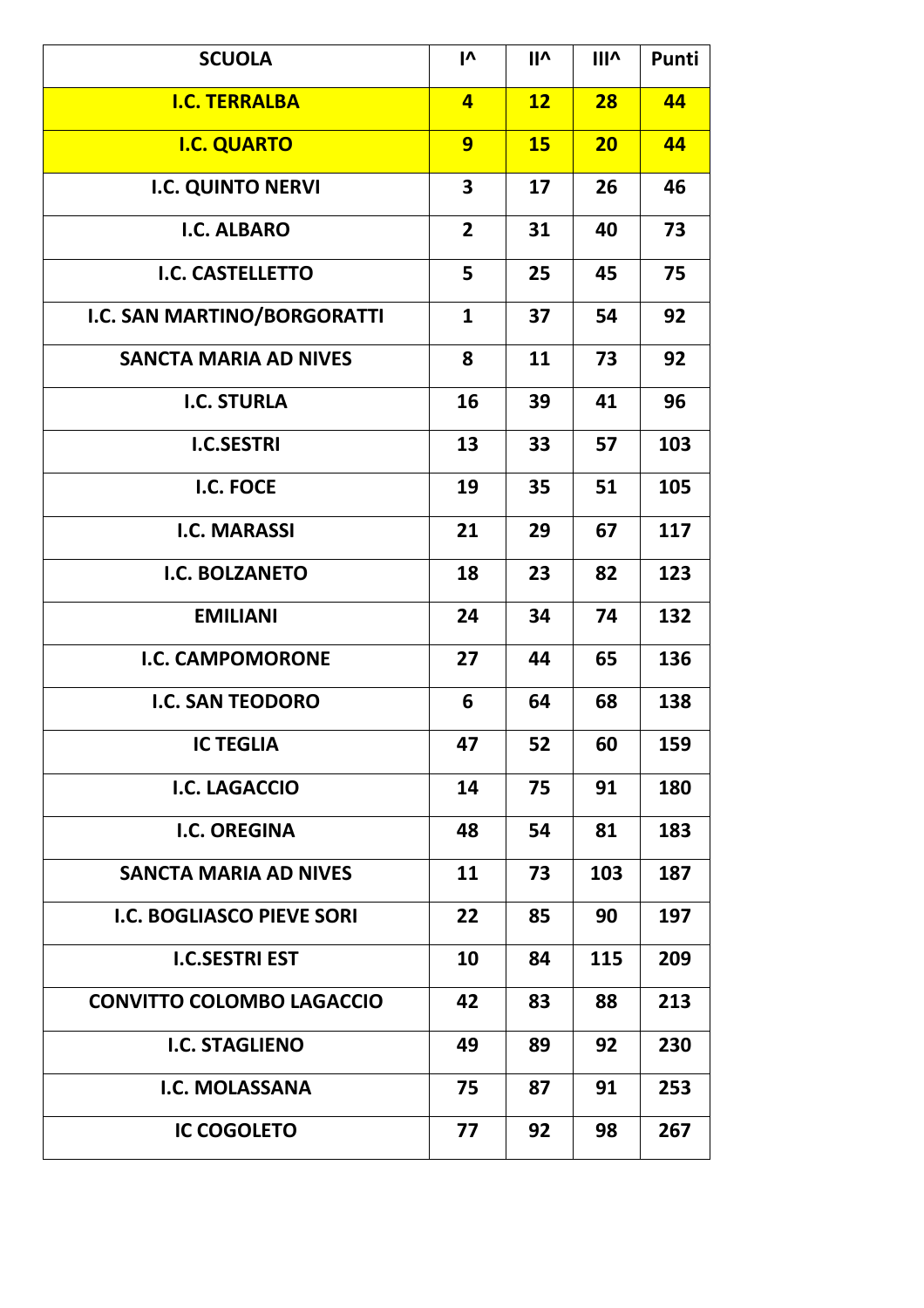| SCUOLA | I^ | II^ | III^ | Punti |
|---|---|---|---|---|
| **I.C. TERRALBA** | **4** | **12** | **28** | **44** |
| **I.C. QUARTO** | **9** | **15** | **20** | **44** |
| I.C. QUINTO NERVI | 3 | 17 | 26 | 46 |
| I.C. ALBARO | 2 | 31 | 40 | 73 |
| I.C. CASTELLETTO | 5 | 25 | 45 | 75 |
| I.C. SAN MARTINO/BORGORATTI | 1 | 37 | 54 | 92 |
| SANCTA MARIA AD NIVES | 8 | 11 | 73 | 92 |
| I.C. STURLA | 16 | 39 | 41 | 96 |
| I.C.SESTRI | 13 | 33 | 57 | 103 |
| I.C. FOCE | 19 | 35 | 51 | 105 |
| I.C. MARASSI | 21 | 29 | 67 | 117 |
| I.C. BOLZANETO | 18 | 23 | 82 | 123 |
| EMILIANI | 24 | 34 | 74 | 132 |
| I.C. CAMPOMORONE | 27 | 44 | 65 | 136 |
| I.C. SAN TEODORO | 6 | 64 | 68 | 138 |
| IC TEGLIA | 47 | 52 | 60 | 159 |
| I.C. LAGACCIO | 14 | 75 | 91 | 180 |
| I.C. OREGINA | 48 | 54 | 81 | 183 |
| SANCTA MARIA AD NIVES | 11 | 73 | 103 | 187 |
| I.C. BOGLIASCO PIEVE SORI | 22 | 85 | 90 | 197 |
| I.C.SESTRI EST | 10 | 84 | 115 | 209 |
| CONVITTO COLOMBO LAGACCIO | 42 | 83 | 88 | 213 |
| I.C. STAGLIENO | 49 | 89 | 92 | 230 |
| I.C. MOLASSANA | 75 | 87 | 91 | 253 |
| IC COGOLETO | 77 | 92 | 98 | 267 |